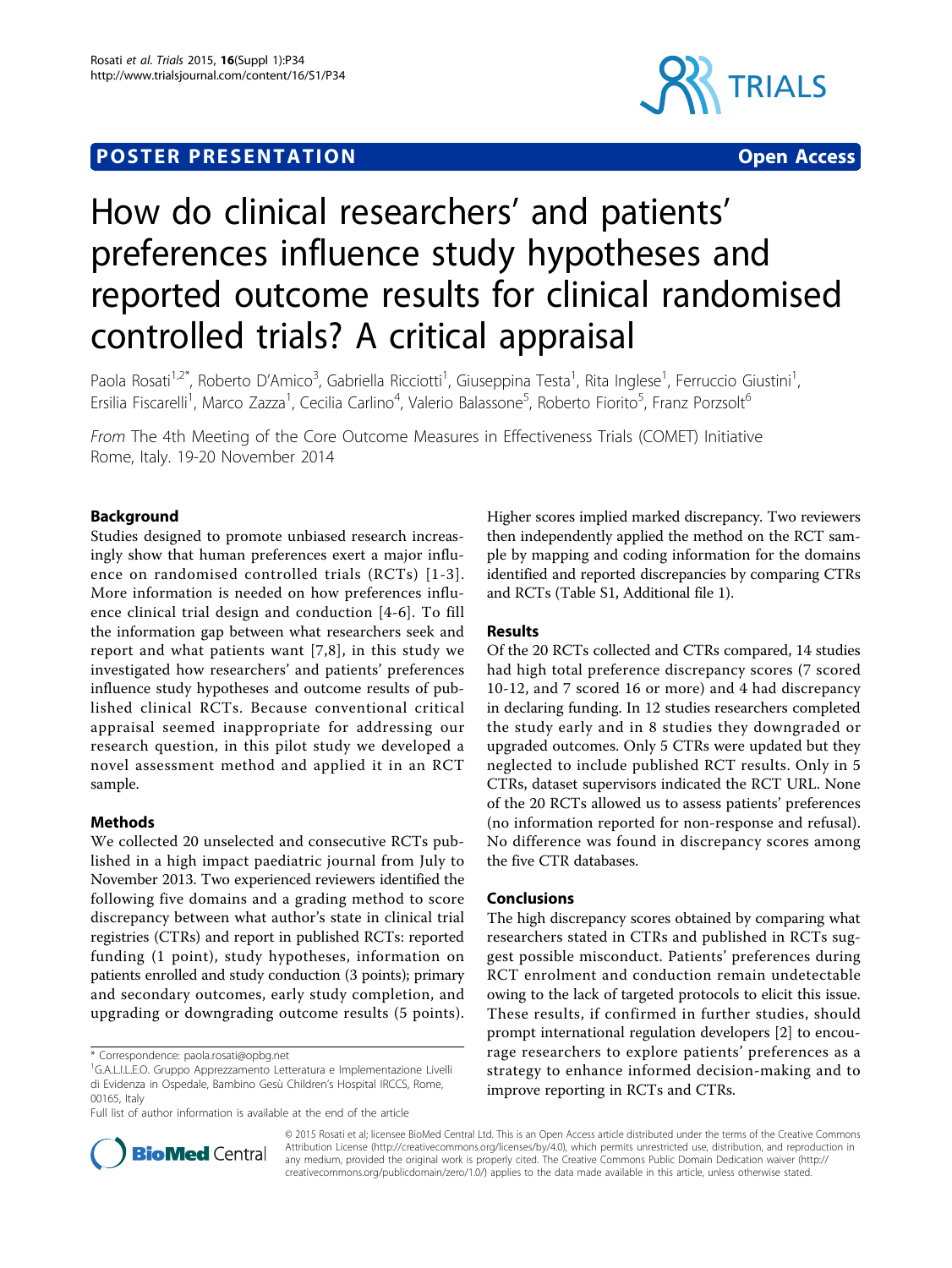**POSTER PRESENTATION** **Open Access**

# How do clinical researchers' and patients' preferences influence study hypotheses and reported outcome results for clinical randomised controlled trials? A critical appraisal

Paola Rosati[1,2*], Roberto D'Amico[3], Gabriella Ricciotti[1], Giuseppina Testa[1], Rita Inglese[1], Ferruccio Giustini[1], Ersilia Fiscarelli[1], Marco Zazza[1], Cecilia Carlino[4], Valerio Balassone[5], Roberto Fiorito[5], Franz Porzsolt[6]

*From* The 4th Meeting of the Core Outcome Measures in Effectiveness Trials (COMET) Initiative
Rome, Italy. 19-20 November 2014

## Background

Studies designed to promote unbiased research increasingly show that human preferences exert a major influence on randomised controlled trials (RCTs) [1-3]. More information is needed on how preferences influence clinical trial design and conduction [4-6]. To fill the information gap between what researchers seek and report and what patients want [7,8], in this study we investigated how researchers' and patients' preferences influence study hypotheses and outcome results of published clinical RCTs. Because conventional critical appraisal seemed inappropriate for addressing our research question, in this pilot study we developed a novel assessment method and applied it in an RCT sample.

## Methods

We collected 20 unselected and consecutive RCTs published in a high impact paediatric journal from July to November 2013. Two experienced reviewers identified the following five domains and a grading method to score discrepancy between what author's state in clinical trial registries (CTRs) and report in published RCTs: reported funding (1 point), study hypotheses, information on patients enrolled and study conduction (3 points); primary and secondary outcomes, early study completion, and upgrading or downgrading outcome results (5 points). Higher scores implied marked discrepancy. Two reviewers then independently applied the method on the RCT sample by mapping and coding information for the domains identified and reported discrepancies by comparing CTRs and RCTs (Table S1, Additional file 1).

## Results

Of the 20 RCTs collected and CTRs compared, 14 studies had high total preference discrepancy scores (7 scored 10-12, and 7 scored 16 or more) and 4 had discrepancy in declaring funding. In 12 studies researchers completed the study early and in 8 studies they downgraded or upgraded outcomes. Only 5 CTRs were updated but they neglected to include published RCT results. Only in 5 CTRs, dataset supervisors indicated the RCT URL. None of the 20 RCTs allowed us to assess patients' preferences (no information reported for non-response and refusal). No difference was found in discrepancy scores among the five CTR databases.

## Conclusions

The high discrepancy scores obtained by comparing what researchers stated in CTRs and published in RCTs suggest possible misconduct. Patients' preferences during RCT enrolment and conduction remain undetectable owing to the lack of targeted protocols to elicit this issue. These results, if confirmed in further studies, should prompt international regulation developers [2] to encourage researchers to explore patients' preferences as a strategy to enhance informed decision-making and to improve reporting in RCTs and CTRs.

\* Correspondence: paola.rosati@opbg.net
[1]G.A.L.I.L.E.O. Gruppo Apprezzamento Letteratura e Implementazione Livelli di Evidenza in Ospedale, Bambino Gesù Children's Hospital IRCCS, Rome, 00165, Italy
Full list of author information is available at the end of the article

© 2015 Rosati et al; licensee BioMed Central Ltd. This is an Open Access article distributed under the terms of the Creative Commons Attribution License (http://creativecommons.org/licenses/by/4.0), which permits unrestricted use, distribution, and reproduction in any medium, provided the original work is properly cited. The Creative Commons Public Domain Dedication waiver (http://creativecommons.org/publicdomain/zero/1.0/) applies to the data made available in this article, unless otherwise stated.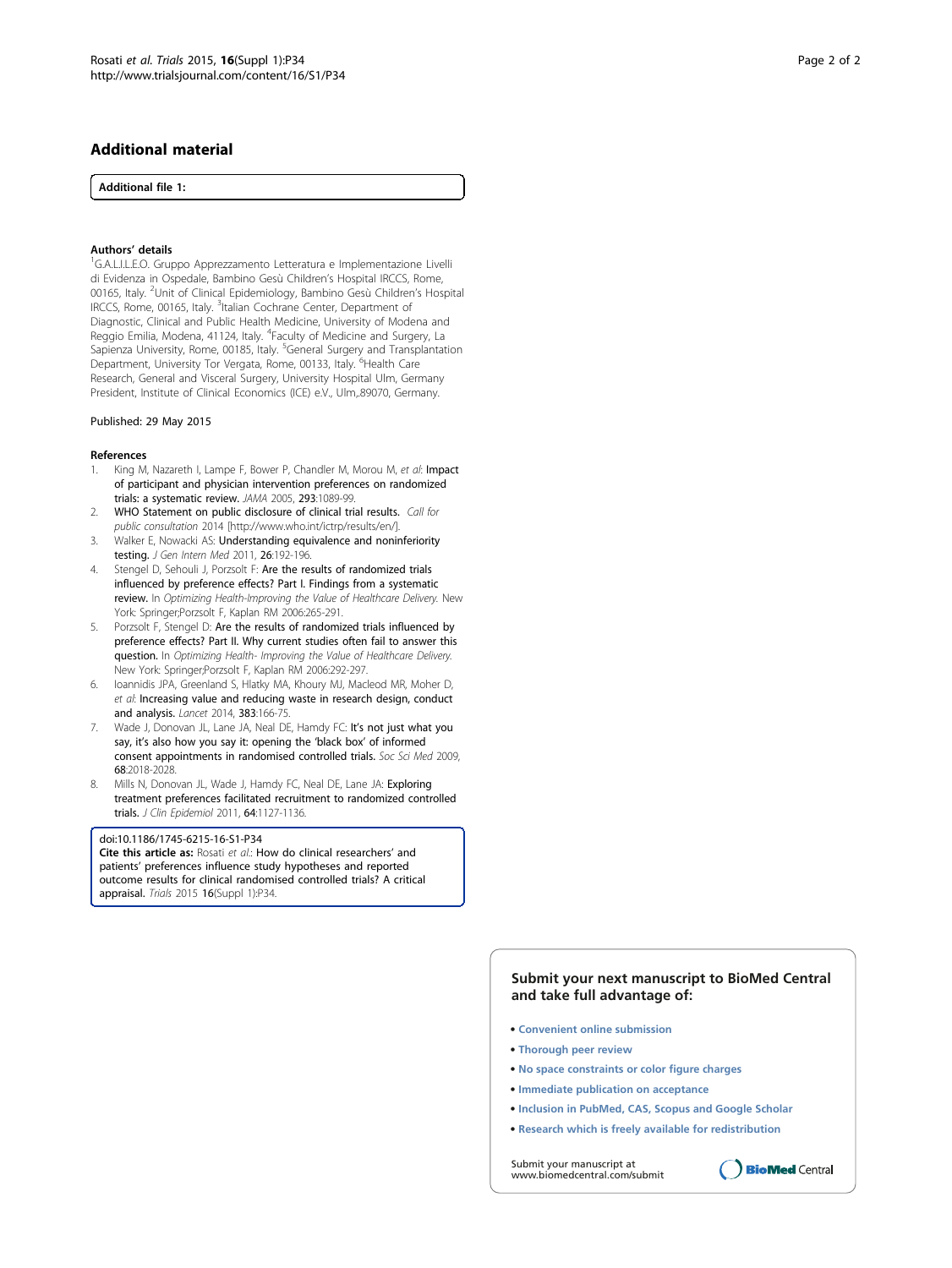## Additional material

**Additional file 1:**

### Authors' details

[1]G.A.L.I.L.E.O. Gruppo Apprezzamento Letteratura e Implementazione Livelli di Evidenza in Ospedale, Bambino Gesù Children's Hospital IRCCS, Rome, 00165, Italy. [2]Unit of Clinical Epidemiology, Bambino Gesù Children's Hospital IRCCS, Rome, 00165, Italy. [3]Italian Cochrane Center, Department of Diagnostic, Clinical and Public Health Medicine, University of Modena and Reggio Emilia, Modena, 41124, Italy. [4]Faculty of Medicine and Surgery, La Sapienza University, Rome, 00185, Italy. [5]General Surgery and Transplantation Department, University Tor Vergata, Rome, 00133, Italy. [6]Health Care Research, General and Visceral Surgery, University Hospital Ulm, Germany President, Institute of Clinical Economics (ICE) e.V., Ulm,.89070, Germany.

Published: 29 May 2015

### References

1. King M, Nazareth I, Lampe F, Bower P, Chandler M, Morou M, *et al*: **Impact of participant and physician intervention preferences on randomized trials: a systematic review.** *JAMA* 2005, **293**:1089-99.
2. **WHO Statement on public disclosure of clinical trial results.** *Call for public consultation* 2014 [http://www.who.int/ictrp/results/en/].
3. Walker E, Nowacki AS: **Understanding equivalence and noninferiority testing.** *J Gen Intern Med* 2011, **26**:192-196.
4. Stengel D, Sehouli J, Porzsolt F: **Are the results of randomized trials influenced by preference effects? Part I. Findings from a systematic review.** In *Optimizing Health-Improving the Value of Healthcare Delivery.* New York: Springer;Porzsolt F, Kaplan RM 2006:265-291.
5. Porzsolt F, Stengel D: **Are the results of randomized trials influenced by preference effects? Part II. Why current studies often fail to answer this question.** In *Optimizing Health- Improving the Value of Healthcare Delivery.* New York: Springer;Porzsolt F, Kaplan RM 2006:292-297.
6. Ioannidis JPA, Greenland S, Hlatky MA, Khoury MJ, Macleod MR, Moher D, *et al*: **Increasing value and reducing waste in research design, conduct and analysis.** *Lancet* 2014, **383**:166-75.
7. Wade J, Donovan JL, Lane JA, Neal DE, Hamdy FC: **It's not just what you say, it's also how you say it: opening the 'black box' of informed consent appointments in randomised controlled trials.** *Soc Sci Med* 2009, **68**:2018-2028.
8. Mills N, Donovan JL, Wade J, Hamdy FC, Neal DE, Lane JA: **Exploring treatment preferences facilitated recruitment to randomized controlled trials.** *J Clin Epidemiol* 2011, **64**:1127-1136.

doi:10.1186/1745-6215-16-S1-P34
**Cite this article as:** Rosati *et al.*: How do clinical researchers' and patients' preferences influence study hypotheses and reported outcome results for clinical randomised controlled trials? A critical appraisal. *Trials* 2015 **16**(Suppl 1):P34.

**Submit your next manuscript to BioMed Central and take full advantage of:**

- Convenient online submission
- Thorough peer review
- No space constraints or color figure charges
- Immediate publication on acceptance
- Inclusion in PubMed, CAS, Scopus and Google Scholar
- Research which is freely available for redistribution

Submit your manuscript at www.biomedcentral.com/submit

BioMed Central